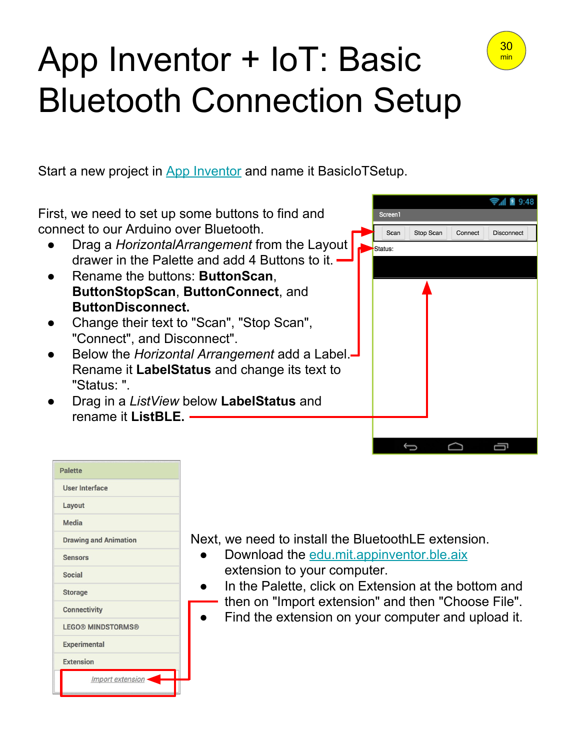# App Inventor + IoT: Basic Bluetooth Connection Setup

30 min

Start a new project in App Inventor and name it BasicIoTSetup.

First, we need to set up some buttons to find and connect to our Arduino over Bluetooth.

- Drag a *HorizontalArrangement* from the Layout drawer in the Palette and add 4 Buttons to it.
- Rename the buttons: **ButtonScan**, **ButtonStopScan**, **ButtonConnect**, and **ButtonDisconnect.**
- Change their text to "Scan", "Stop Scan", "Connect", and Disconnect".
- Below the *Horizontal Arrangement* add a Label. Rename it **LabelStatus** and change its text to "Status: ".
- Drag in a *ListView* below **LabelStatus** and rename it **ListBLE.**

Next, we need to install the BluetoothLE extension.

- Download the edu.mit.appinventor.ble.aix extension to your computer.
- In the Palette, click on Extension at the bottom and then on "Import extension" and then "Choose File".
- Find the extension on your computer and upload it.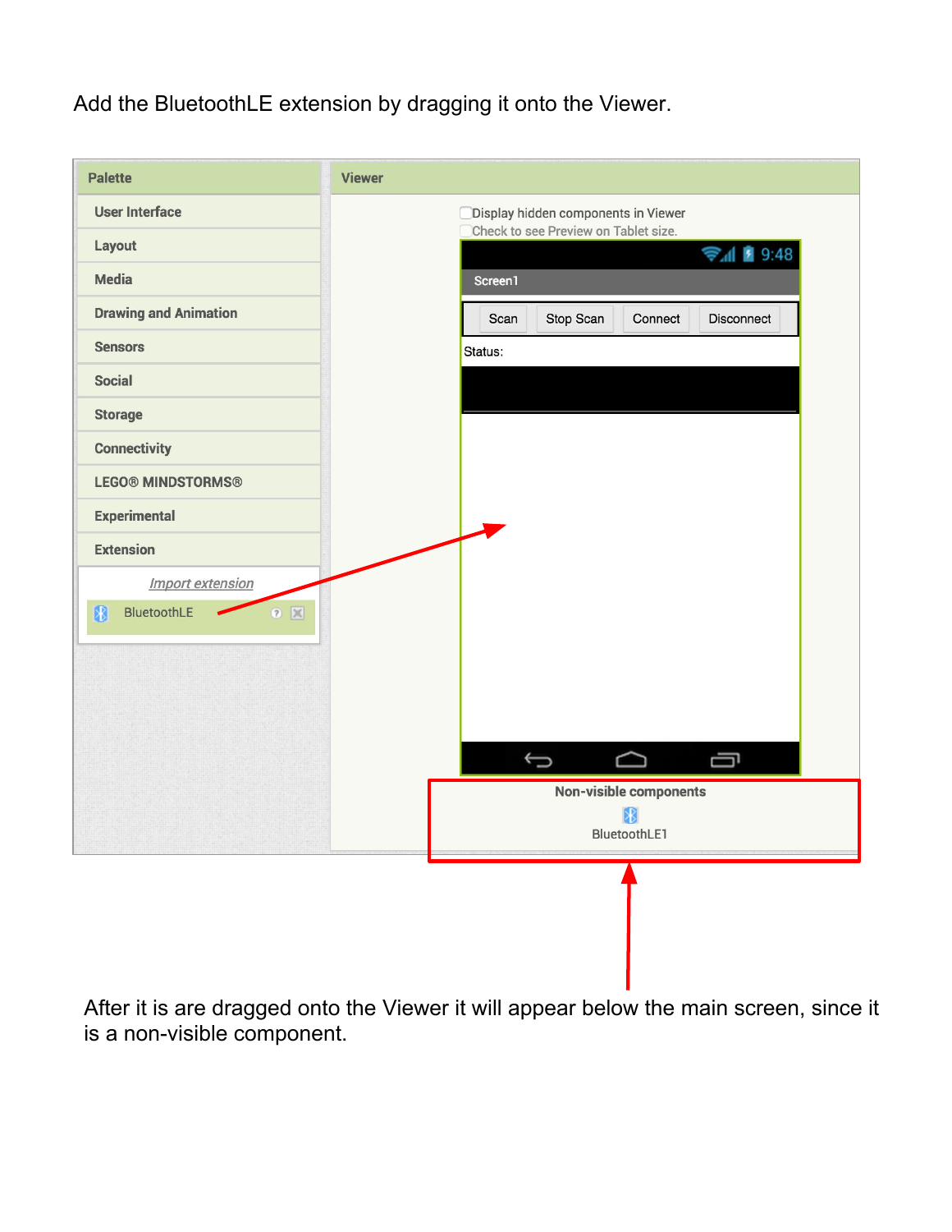Add the BluetoothLE extension by dragging it onto the Viewer.

After it is are dragged onto the Viewer it will appear below the main screen, since it is a non-visible component.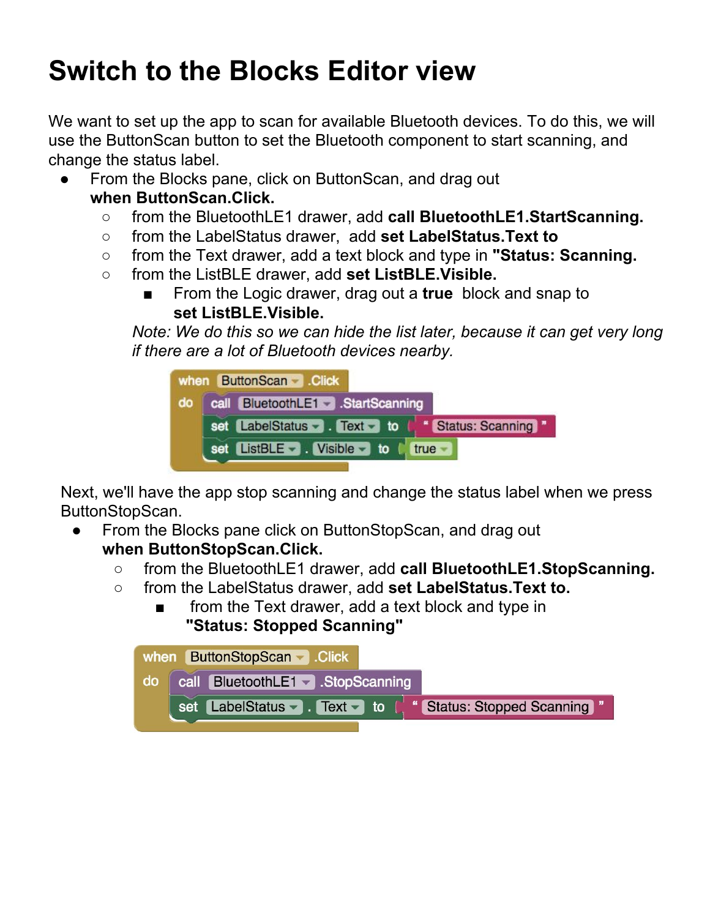# Switch to the Blocks Editor view

We want to set up the app to scan for available Bluetooth devices. To do this, we will use the ButtonScan button to set the Bluetooth component to start scanning, and change the status label.

- From the Blocks pane, click on ButtonScan, and drag out **when ButtonScan.Click.**
  - from the BluetoothLE1 drawer, add **call BluetoothLE1.StartScanning.**
  - from the LabelStatus drawer, add **set LabelStatus.Text to**
  - from the Text drawer, add a text block and type in **"Status: Scanning.**
  - from the ListBLE drawer, add **set ListBLE.Visible.**
    - From the Logic drawer, drag out a **true** block and snap to **set ListBLE.Visible.**

  *Note: We do this so we can hide the list later, because it can get very long if there are a lot of Bluetooth devices nearby.*

Next, we'll have the app stop scanning and change the status label when we press ButtonStopScan.

- From the Blocks pane click on ButtonStopScan, and drag out **when ButtonStopScan.Click.**
  - from the BluetoothLE1 drawer, add **call BluetoothLE1.StopScanning.**
  - from the LabelStatus drawer, add **set LabelStatus.Text to.**
    - from the Text drawer, add a text block and type in **"Status: Stopped Scanning"**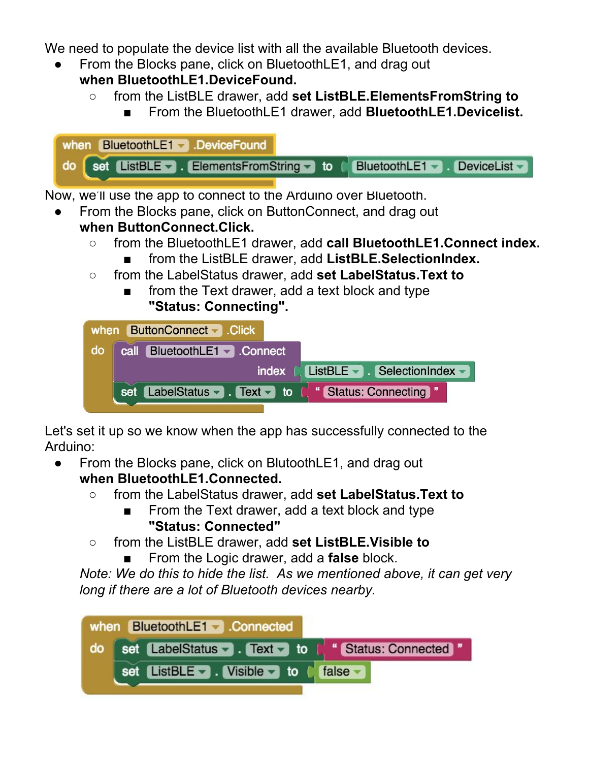We need to populate the device list with all the available Bluetooth devices.

- From the Blocks pane, click on BluetoothLE1, and drag out **when BluetoothLE1.DeviceFound.**
  - from the ListBLE drawer, add **set ListBLE.ElementsFromString to**
    - From the BluetoothLE1 drawer, add **BluetoothLE1.Devicelist.**

```
when BluetoothLE1.DeviceFound
do   set ListBLE.ElementsFromString to BluetoothLE1.DeviceList
```

Now, we'll use the app to connect to the Arduino over Bluetooth.

- From the Blocks pane, click on ButtonConnect, and drag out **when ButtonConnect.Click.**
  - from the BluetoothLE1 drawer, add **call BluetoothLE1.Connect index.**
    - from the ListBLE drawer, add **ListBLE.SelectionIndex.**
  - from the LabelStatus drawer, add **set LabelStatus.Text to**
    - from the Text drawer, add a text block and type **"Status: Connecting".**

```
when ButtonConnect.Click
do   call BluetoothLE1.Connect
                        index  ListBLE.SelectionIndex
     set LabelStatus.Text to "Status: Connecting"
```

Let's set it up so we know when the app has successfully connected to the Arduino:

- From the Blocks pane, click on BlutoothLE1, and drag out **when BluetoothLE1.Connected.**
  - from the LabelStatus drawer, add **set LabelStatus.Text to**
    - From the Text drawer, add a text block and type **"Status: Connected"**
  - from the ListBLE drawer, add **set ListBLE.Visible to**
    - From the Logic drawer, add a **false** block.

  *Note: We do this to hide the list. As we mentioned above, it can get very long if there are a lot of Bluetooth devices nearby.*

```
when BluetoothLE1.Connected
do   set LabelStatus.Text to "Status: Connected"
     set ListBLE.Visible to false
```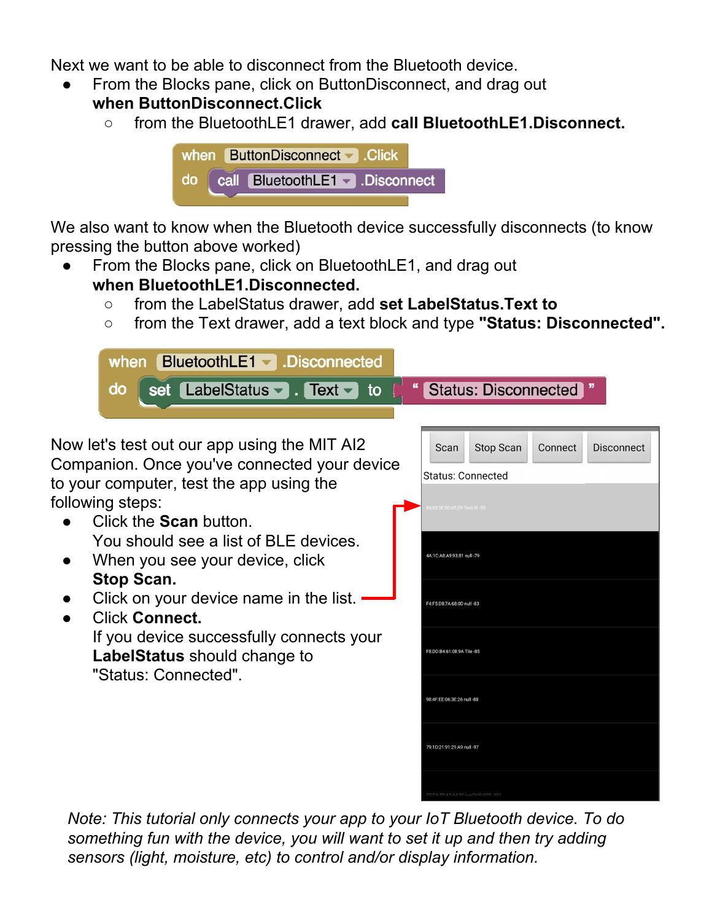Next we want to be able to disconnect from the Bluetooth device.

- From the Blocks pane, click on ButtonDisconnect, and drag out **when ButtonDisconnect.Click**
  - from the BluetoothLE1 drawer, add **call BluetoothLE1.Disconnect.**

```
when ButtonDisconnect .Click
do   call BluetoothLE1 .Disconnect
```

We also want to know when the Bluetooth device successfully disconnects (to know pressing the button above worked)

- From the Blocks pane, click on BluetoothLE1, and drag out **when BluetoothLE1.Disconnected.**
  - from the LabelStatus drawer, add **set LabelStatus.Text to**
  - from the Text drawer, add a text block and type **"Status: Disconnected".**

```
when BluetoothLE1 .Disconnected
do   set LabelStatus . Text to " Status: Disconnected "
```

Now let's test out our app using the MIT AI2 Companion. Once you've connected your device to your computer, test the app using the following steps:

- Click the **Scan** button.
  You should see a list of BLE devices.
- When you see your device, click **Stop Scan.**
- Click on your device name in the list.
- Click **Connect.**
  If you device successfully connects your **LabelStatus** should change to "Status: Connected".

Scan | Stop Scan | Connect | Disconnect

Status: Connected

*Note: This tutorial only connects your app to your IoT Bluetooth device. To do something fun with the device, you will want to set it up and then try adding sensors (light, moisture, etc) to control and/or display information.*